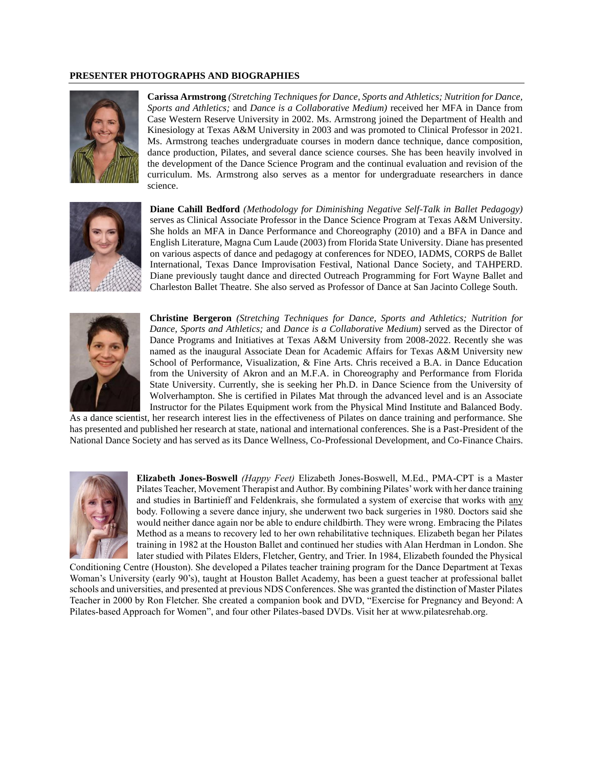## PRESENTER PHOTOGRAPHS AND BIOGRAPHIES

**Carissa Armstrong** *(Stretching Techniques for Dance, Sports and Athletics; Nutrition for Dance, Sports and Athletics;* and *Dance is a Collaborative Medium)* received her MFA in Dance from Case Western Reserve University in 2002. Ms. Armstrong joined the Department of Health and Kinesiology at Texas A&M University in 2003 and was promoted to Clinical Professor in 2021. Ms. Armstrong teaches undergraduate courses in modern dance technique, dance composition, dance production, Pilates, and several dance science courses. She has been heavily involved in the development of the Dance Science Program and the continual evaluation and revision of the curriculum. Ms. Armstrong also serves as a mentor for undergraduate researchers in dance science.

**Diane Cahill Bedford** *(Methodology for Diminishing Negative Self-Talk in Ballet Pedagogy)* serves as Clinical Associate Professor in the Dance Science Program at Texas A&M University. She holds an MFA in Dance Performance and Choreography (2010) and a BFA in Dance and English Literature, Magna Cum Laude (2003) from Florida State University. Diane has presented on various aspects of dance and pedagogy at conferences for NDEO, IADMS, CORPS de Ballet International, Texas Dance Improvisation Festival, National Dance Society, and TAHPERD. Diane previously taught dance and directed Outreach Programming for Fort Wayne Ballet and Charleston Ballet Theatre. She also served as Professor of Dance at San Jacinto College South.

**Christine Bergeron** *(Stretching Techniques for Dance, Sports and Athletics; Nutrition for Dance, Sports and Athletics;* and *Dance is a Collaborative Medium)* served as the Director of Dance Programs and Initiatives at Texas A&M University from 2008-2022. Recently she was named as the inaugural Associate Dean for Academic Affairs for Texas A&M University new School of Performance, Visualization, & Fine Arts. Chris received a B.A. in Dance Education from the University of Akron and an M.F.A. in Choreography and Performance from Florida State University. Currently, she is seeking her Ph.D. in Dance Science from the University of Wolverhampton. She is certified in Pilates Mat through the advanced level and is an Associate Instructor for the Pilates Equipment work from the Physical Mind Institute and Balanced Body. As a dance scientist, her research interest lies in the effectiveness of Pilates on dance training and performance. She has presented and published her research at state, national and international conferences. She is a Past-President of the National Dance Society and has served as its Dance Wellness, Co-Professional Development, and Co-Finance Chairs.

**Elizabeth Jones-Boswell** *(Happy Feet)* Elizabeth Jones-Boswell, M.Ed., PMA-CPT is a Master Pilates Teacher, Movement Therapist and Author. By combining Pilates' work with her dance training and studies in Bartinieff and Feldenkrais, she formulated a system of exercise that works with any body. Following a severe dance injury, she underwent two back surgeries in 1980. Doctors said she would neither dance again nor be able to endure childbirth. They were wrong. Embracing the Pilates Method as a means to recovery led to her own rehabilitative techniques. Elizabeth began her Pilates training in 1982 at the Houston Ballet and continued her studies with Alan Herdman in London. She later studied with Pilates Elders, Fletcher, Gentry, and Trier. In 1984, Elizabeth founded the Physical Conditioning Centre (Houston). She developed a Pilates teacher training program for the Dance Department at Texas Woman's University (early 90's), taught at Houston Ballet Academy, has been a guest teacher at professional ballet schools and universities, and presented at previous NDS Conferences. She was granted the distinction of Master Pilates Teacher in 2000 by Ron Fletcher. She created a companion book and DVD, "Exercise for Pregnancy and Beyond: A Pilates-based Approach for Women", and four other Pilates-based DVDs. Visit her at www.pilatesrehab.org.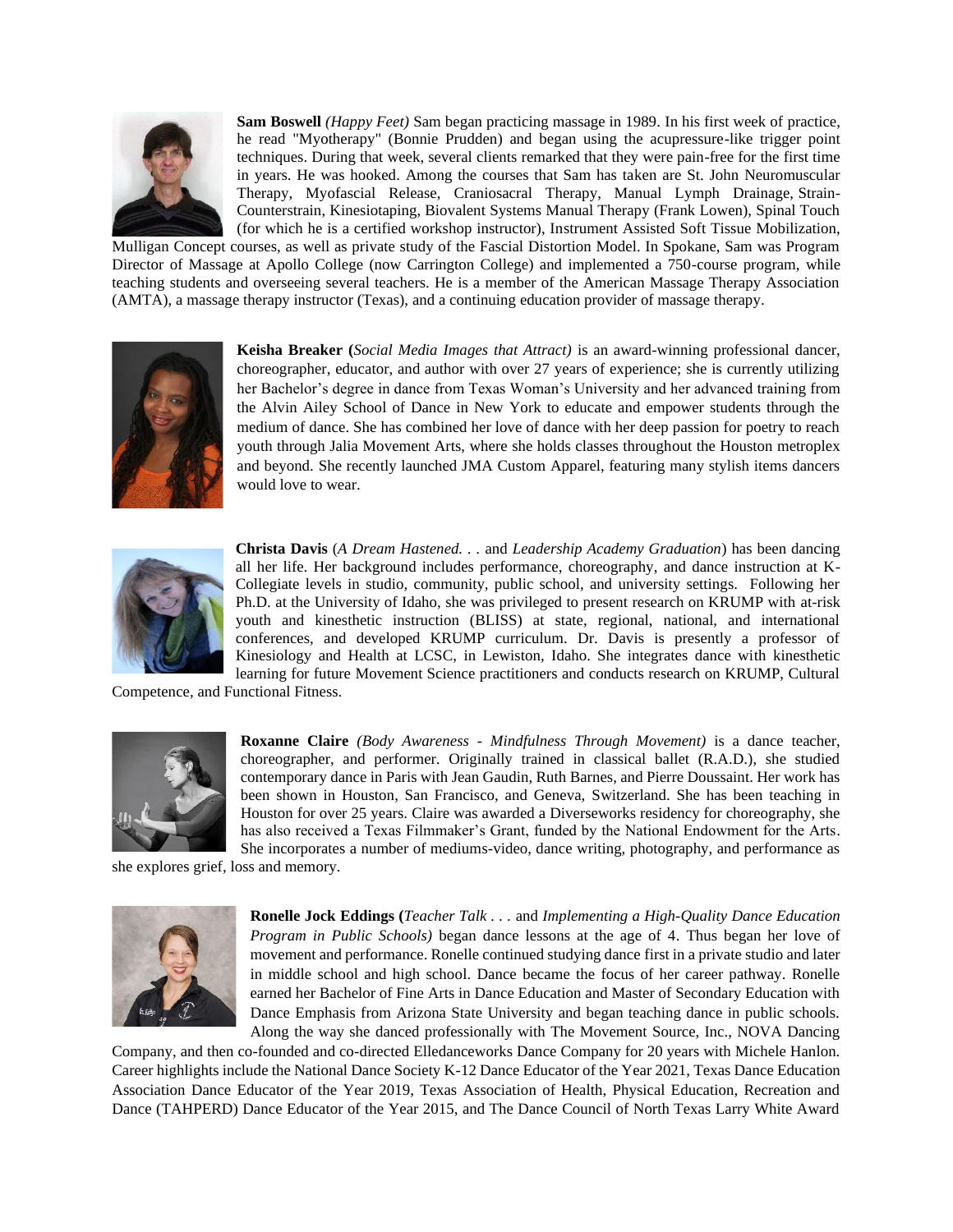**Sam Boswell** *(Happy Feet)* Sam began practicing massage in 1989. In his first week of practice, he read "Myotherapy" (Bonnie Prudden) and began using the acupressure-like trigger point techniques. During that week, several clients remarked that they were pain-free for the first time in years. He was hooked. Among the courses that Sam has taken are St. John Neuromuscular Therapy, Myofascial Release, Craniosacral Therapy, Manual Lymph Drainage, Strain-Counterstrain, Kinesiotaping, Biovalent Systems Manual Therapy (Frank Lowen), Spinal Touch (for which he is a certified workshop instructor), Instrument Assisted Soft Tissue Mobilization, Mulligan Concept courses, as well as private study of the Fascial Distortion Model. In Spokane, Sam was Program Director of Massage at Apollo College (now Carrington College) and implemented a 750-course program, while teaching students and overseeing several teachers. He is a member of the American Massage Therapy Association (AMTA), a massage therapy instructor (Texas), and a continuing education provider of massage therapy.

**Keisha Breaker (***Social Media Images that Attract)* is an award-winning professional dancer, choreographer, educator, and author with over 27 years of experience; she is currently utilizing her Bachelor's degree in dance from Texas Woman's University and her advanced training from the Alvin Ailey School of Dance in New York to educate and empower students through the medium of dance. She has combined her love of dance with her deep passion for poetry to reach youth through Jalia Movement Arts, where she holds classes throughout the Houston metroplex and beyond. She recently launched JMA Custom Apparel, featuring many stylish items dancers would love to wear.

**Christa Davis** (*A Dream Hastened. . .* and *Leadership Academy Graduation*) has been dancing all her life. Her background includes performance, choreography, and dance instruction at K-Collegiate levels in studio, community, public school, and university settings. Following her Ph.D. at the University of Idaho, she was privileged to present research on KRUMP with at-risk youth and kinesthetic instruction (BLISS) at state, regional, national, and international conferences, and developed KRUMP curriculum. Dr. Davis is presently a professor of Kinesiology and Health at LCSC, in Lewiston, Idaho. She integrates dance with kinesthetic learning for future Movement Science practitioners and conducts research on KRUMP, Cultural Competence, and Functional Fitness.

**Roxanne Claire** *(Body Awareness - Mindfulness Through Movement)* is a dance teacher, choreographer, and performer. Originally trained in classical ballet (R.A.D.), she studied contemporary dance in Paris with Jean Gaudin, Ruth Barnes, and Pierre Doussaint. Her work has been shown in Houston, San Francisco, and Geneva, Switzerland. She has been teaching in Houston for over 25 years. Claire was awarded a Diverseworks residency for choreography, she has also received a Texas Filmmaker's Grant, funded by the National Endowment for the Arts. She incorporates a number of mediums-video, dance writing, photography, and performance as she explores grief, loss and memory.

**Ronelle Jock Eddings (***Teacher Talk . . .* and *Implementing a High-Quality Dance Education Program in Public Schools)* began dance lessons at the age of 4. Thus began her love of movement and performance. Ronelle continued studying dance first in a private studio and later in middle school and high school. Dance became the focus of her career pathway. Ronelle earned her Bachelor of Fine Arts in Dance Education and Master of Secondary Education with Dance Emphasis from Arizona State University and began teaching dance in public schools. Along the way she danced professionally with The Movement Source, Inc., NOVA Dancing Company, and then co-founded and co-directed Elledanceworks Dance Company for 20 years with Michele Hanlon. Career highlights include the National Dance Society K-12 Dance Educator of the Year 2021, Texas Dance Education Association Dance Educator of the Year 2019, Texas Association of Health, Physical Education, Recreation and Dance (TAHPERD) Dance Educator of the Year 2015, and The Dance Council of North Texas Larry White Award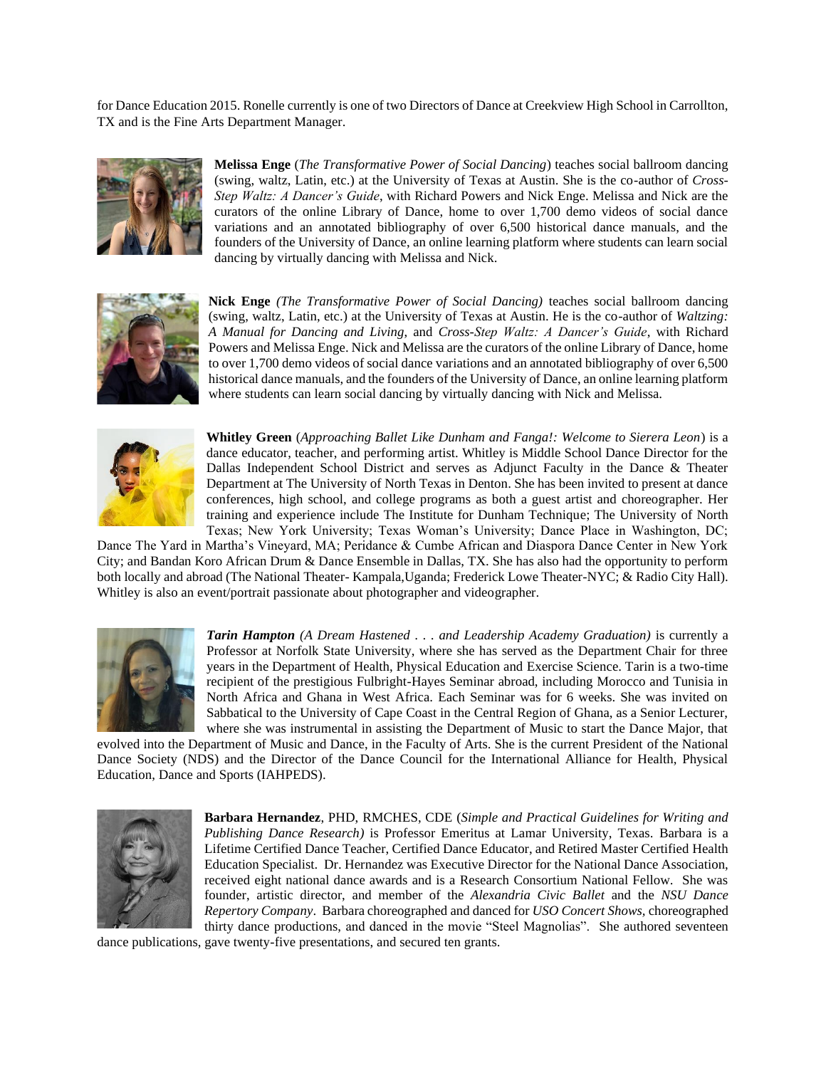for Dance Education 2015. Ronelle currently is one of two Directors of Dance at Creekview High School in Carrollton, TX and is the Fine Arts Department Manager.

**Melissa Enge** (*The Transformative Power of Social Dancing*) teaches social ballroom dancing (swing, waltz, Latin, etc.) at the University of Texas at Austin. She is the co-author of *Cross-Step Waltz: A Dancer's Guide*, with Richard Powers and Nick Enge. Melissa and Nick are the curators of the online Library of Dance, home to over 1,700 demo videos of social dance variations and an annotated bibliography of over 6,500 historical dance manuals, and the founders of the University of Dance, an online learning platform where students can learn social dancing by virtually dancing with Melissa and Nick.

**Nick Enge** *(The Transformative Power of Social Dancing)* teaches social ballroom dancing (swing, waltz, Latin, etc.) at the University of Texas at Austin. He is the co-author of *Waltzing: A Manual for Dancing and Living,* and *Cross-Step Waltz: A Dancer's Guide*, with Richard Powers and Melissa Enge. Nick and Melissa are the curators of the online Library of Dance, home to over 1,700 demo videos of social dance variations and an annotated bibliography of over 6,500 historical dance manuals, and the founders of the University of Dance, an online learning platform where students can learn social dancing by virtually dancing with Nick and Melissa.

**Whitley Green** (*Approaching Ballet Like Dunham and Fanga!: Welcome to Sierera Leon*) is a dance educator, teacher, and performing artist. Whitley is Middle School Dance Director for the Dallas Independent School District and serves as Adjunct Faculty in the Dance & Theater Department at The University of North Texas in Denton. She has been invited to present at dance conferences, high school, and college programs as both a guest artist and choreographer. Her training and experience include The Institute for Dunham Technique; The University of North Texas; New York University; Texas Woman's University; Dance Place in Washington, DC; Dance The Yard in Martha's Vineyard, MA; Peridance & Cumbe African and Diaspora Dance Center in New York City; and Bandan Koro African Drum & Dance Ensemble in Dallas, TX. She has also had the opportunity to perform both locally and abroad (The National Theater- Kampala,Uganda; Frederick Lowe Theater-NYC; & Radio City Hall). Whitley is also an event/portrait passionate about photographer and videographer.

***Tarin Hampton*** *(A Dream Hastened . . . and Leadership Academy Graduation)* is currently a Professor at Norfolk State University, where she has served as the Department Chair for three years in the Department of Health, Physical Education and Exercise Science. Tarin is a two-time recipient of the prestigious Fulbright-Hayes Seminar abroad, including Morocco and Tunisia in North Africa and Ghana in West Africa. Each Seminar was for 6 weeks. She was invited on Sabbatical to the University of Cape Coast in the Central Region of Ghana, as a Senior Lecturer, where she was instrumental in assisting the Department of Music to start the Dance Major, that evolved into the Department of Music and Dance, in the Faculty of Arts. She is the current President of the National Dance Society (NDS) and the Director of the Dance Council for the International Alliance for Health, Physical Education, Dance and Sports (IAHPEDS).

**Barbara Hernandez**, PHD, RMCHES, CDE (*Simple and Practical Guidelines for Writing and Publishing Dance Research)* is Professor Emeritus at Lamar University, Texas. Barbara is a Lifetime Certified Dance Teacher, Certified Dance Educator, and Retired Master Certified Health Education Specialist. Dr. Hernandez was Executive Director for the National Dance Association, received eight national dance awards and is a Research Consortium National Fellow. She was founder, artistic director, and member of the *Alexandria Civic Ballet* and the *NSU Dance Repertory Company*. Barbara choreographed and danced for *USO Concert Shows,* choreographed thirty dance productions, and danced in the movie "Steel Magnolias". She authored seventeen dance publications, gave twenty-five presentations, and secured ten grants.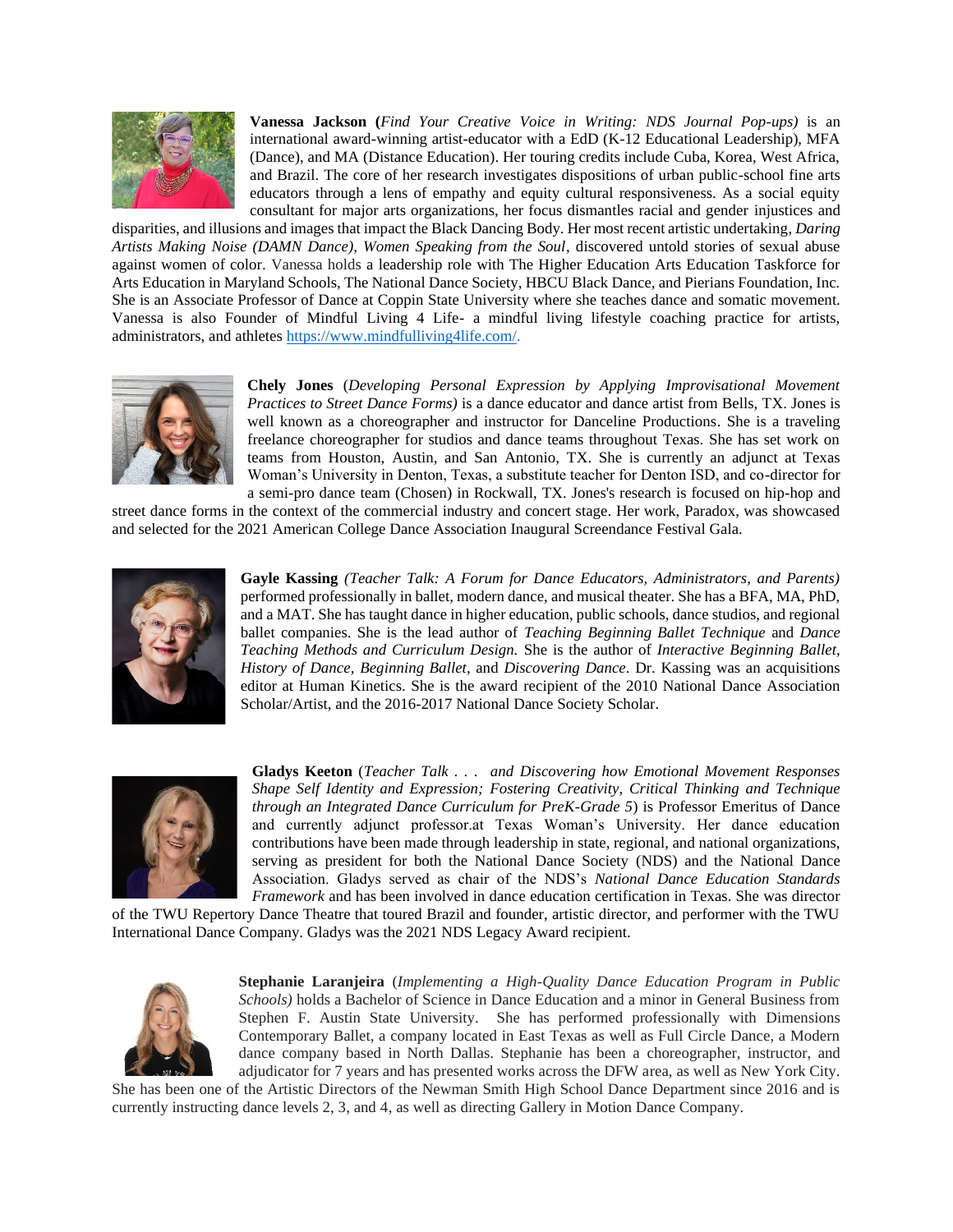**Vanessa Jackson (***Find Your Creative Voice in Writing: NDS Journal Pop-ups)* is an international award-winning artist-educator with a EdD (K-12 Educational Leadership), MFA (Dance), and MA (Distance Education). Her touring credits include Cuba, Korea, West Africa, and Brazil. The core of her research investigates dispositions of urban public-school fine arts educators through a lens of empathy and equity cultural responsiveness. As a social equity consultant for major arts organizations, her focus dismantles racial and gender injustices and disparities, and illusions and images that impact the Black Dancing Body. Her most recent artistic undertaking, *Daring Artists Making Noise (DAMN Dance), Women Speaking from the Soul*, discovered untold stories of sexual abuse against women of color. Vanessa holds a leadership role with The Higher Education Arts Education Taskforce for Arts Education in Maryland Schools, The National Dance Society, HBCU Black Dance, and Pierians Foundation, Inc. She is an Associate Professor of Dance at Coppin State University where she teaches dance and somatic movement. Vanessa is also Founder of Mindful Living 4 Life- a mindful living lifestyle coaching practice for artists, administrators, and athletes https://www.mindfulliving4life.com/.

**Chely Jones** (*Developing Personal Expression by Applying Improvisational Movement Practices to Street Dance Forms)* is a dance educator and dance artist from Bells, TX. Jones is well known as a choreographer and instructor for Danceline Productions. She is a traveling freelance choreographer for studios and dance teams throughout Texas. She has set work on teams from Houston, Austin, and San Antonio, TX. She is currently an adjunct at Texas Woman's University in Denton, Texas, a substitute teacher for Denton ISD, and co-director for a semi-pro dance team (Chosen) in Rockwall, TX. Jones's research is focused on hip-hop and street dance forms in the context of the commercial industry and concert stage. Her work, Paradox, was showcased and selected for the 2021 American College Dance Association Inaugural Screendance Festival Gala.

**Gayle Kassing** *(Teacher Talk: A Forum for Dance Educators, Administrators, and Parents)* performed professionally in ballet, modern dance, and musical theater. She has a BFA, MA, PhD, and a MAT. She has taught dance in higher education, public schools, dance studios, and regional ballet companies. She is the lead author of *Teaching Beginning Ballet Technique* and *Dance Teaching Methods and Curriculum Design.* She is the author of *Interactive Beginning Ballet, History of Dance, Beginning Ballet*, and *Discovering Dance*. Dr. Kassing was an acquisitions editor at Human Kinetics. She is the award recipient of the 2010 National Dance Association Scholar/Artist, and the 2016-2017 National Dance Society Scholar.

**Gladys Keeton** (*Teacher Talk . . . and Discovering how Emotional Movement Responses Shape Self Identity and Expression; Fostering Creativity, Critical Thinking and Technique through an Integrated Dance Curriculum for PreK-Grade 5*) is Professor Emeritus of Dance and currently adjunct professor.at Texas Woman's University. Her dance education contributions have been made through leadership in state, regional, and national organizations, serving as president for both the National Dance Society (NDS) and the National Dance Association. Gladys served as chair of the NDS's *National Dance Education Standards Framework* and has been involved in dance education certification in Texas. She was director of the TWU Repertory Dance Theatre that toured Brazil and founder, artistic director, and performer with the TWU International Dance Company. Gladys was the 2021 NDS Legacy Award recipient.

**Stephanie Laranjeira** (*Implementing a High-Quality Dance Education Program in Public Schools)* holds a Bachelor of Science in Dance Education and a minor in General Business from Stephen F. Austin State University. She has performed professionally with Dimensions Contemporary Ballet, a company located in East Texas as well as Full Circle Dance, a Modern dance company based in North Dallas. Stephanie has been a choreographer, instructor, and adjudicator for 7 years and has presented works across the DFW area, as well as New York City. She has been one of the Artistic Directors of the Newman Smith High School Dance Department since 2016 and is currently instructing dance levels 2, 3, and 4, as well as directing Gallery in Motion Dance Company.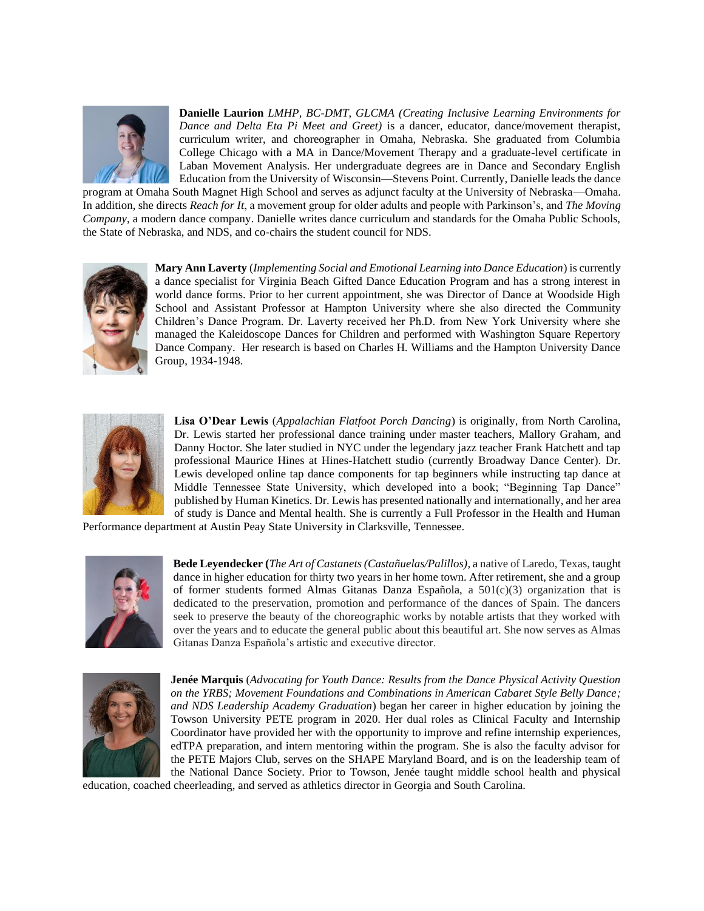**Danielle Laurion** *LMHP, BC-DMT, GLCMA (Creating Inclusive Learning Environments for Dance and Delta Eta Pi Meet and Greet)* is a dancer, educator, dance/movement therapist, curriculum writer, and choreographer in Omaha, Nebraska. She graduated from Columbia College Chicago with a MA in Dance/Movement Therapy and a graduate-level certificate in Laban Movement Analysis. Her undergraduate degrees are in Dance and Secondary English Education from the University of Wisconsin—Stevens Point. Currently, Danielle leads the dance program at Omaha South Magnet High School and serves as adjunct faculty at the University of Nebraska—Omaha. In addition, she directs *Reach for It*, a movement group for older adults and people with Parkinson's, and *The Moving Company*, a modern dance company. Danielle writes dance curriculum and standards for the Omaha Public Schools, the State of Nebraska, and NDS, and co-chairs the student council for NDS.

**Mary Ann Laverty** (*Implementing Social and Emotional Learning into Dance Education*) is currently a dance specialist for Virginia Beach Gifted Dance Education Program and has a strong interest in world dance forms. Prior to her current appointment, she was Director of Dance at Woodside High School and Assistant Professor at Hampton University where she also directed the Community Children's Dance Program. Dr. Laverty received her Ph.D. from New York University where she managed the Kaleidoscope Dances for Children and performed with Washington Square Repertory Dance Company. Her research is based on Charles H. Williams and the Hampton University Dance Group, 1934-1948.

**Lisa O'Dear Lewis** (*Appalachian Flatfoot Porch Dancing*) is originally, from North Carolina, Dr. Lewis started her professional dance training under master teachers, Mallory Graham, and Danny Hoctor. She later studied in NYC under the legendary jazz teacher Frank Hatchett and tap professional Maurice Hines at Hines-Hatchett studio (currently Broadway Dance Center). Dr. Lewis developed online tap dance components for tap beginners while instructing tap dance at Middle Tennessee State University, which developed into a book; "Beginning Tap Dance" published by Human Kinetics. Dr. Lewis has presented nationally and internationally, and her area of study is Dance and Mental health. She is currently a Full Professor in the Health and Human Performance department at Austin Peay State University in Clarksville, Tennessee.

**Bede Leyendecker (***The Art of Castanets (Castañuelas/Palillos)*, a native of Laredo, Texas, taught dance in higher education for thirty two years in her home town. After retirement, she and a group of former students formed Almas Gitanas Danza Española, a 501(c)(3) organization that is dedicated to the preservation, promotion and performance of the dances of Spain. The dancers seek to preserve the beauty of the choreographic works by notable artists that they worked with over the years and to educate the general public about this beautiful art. She now serves as Almas Gitanas Danza Española's artistic and executive director.

**Jenée Marquis** (*Advocating for Youth Dance: Results from the Dance Physical Activity Question on the YRBS; Movement Foundations and Combinations in American Cabaret Style Belly Dance; and NDS Leadership Academy Graduation*) began her career in higher education by joining the Towson University PETE program in 2020. Her dual roles as Clinical Faculty and Internship Coordinator have provided her with the opportunity to improve and refine internship experiences, edTPA preparation, and intern mentoring within the program. She is also the faculty advisor for the PETE Majors Club, serves on the SHAPE Maryland Board, and is on the leadership team of the National Dance Society. Prior to Towson, Jenée taught middle school health and physical education, coached cheerleading, and served as athletics director in Georgia and South Carolina.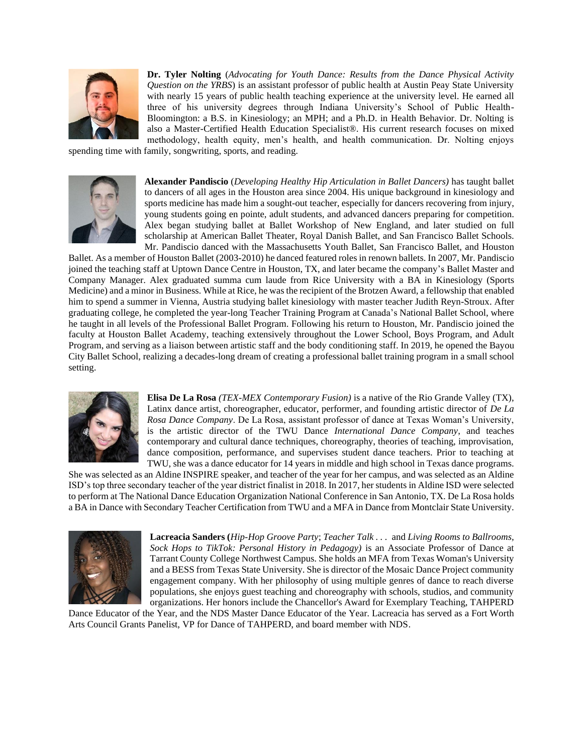**Dr. Tyler Nolting** (*Advocating for Youth Dance: Results from the Dance Physical Activity Question on the YRBS*) is an assistant professor of public health at Austin Peay State University with nearly 15 years of public health teaching experience at the university level. He earned all three of his university degrees through Indiana University's School of Public Health-Bloomington: a B.S. in Kinesiology; an MPH; and a Ph.D. in Health Behavior. Dr. Nolting is also a Master-Certified Health Education Specialist®. His current research focuses on mixed methodology, health equity, men's health, and health communication. Dr. Nolting enjoys spending time with family, songwriting, sports, and reading.

**Alexander Pandiscio** (*Developing Healthy Hip Articulation in Ballet Dancers)* has taught ballet to dancers of all ages in the Houston area since 2004. His unique background in kinesiology and sports medicine has made him a sought-out teacher, especially for dancers recovering from injury, young students going en pointe, adult students, and advanced dancers preparing for competition. Alex began studying ballet at Ballet Workshop of New England, and later studied on full scholarship at American Ballet Theater, Royal Danish Ballet, and San Francisco Ballet Schools. Mr. Pandiscio danced with the Massachusetts Youth Ballet, San Francisco Ballet, and Houston Ballet. As a member of Houston Ballet (2003-2010) he danced featured roles in renown ballets. In 2007, Mr. Pandiscio joined the teaching staff at Uptown Dance Centre in Houston, TX, and later became the company's Ballet Master and Company Manager. Alex graduated summa cum laude from Rice University with a BA in Kinesiology (Sports Medicine) and a minor in Business. While at Rice, he was the recipient of the Brotzen Award, a fellowship that enabled him to spend a summer in Vienna, Austria studying ballet kinesiology with master teacher Judith Reyn-Stroux. After graduating college, he completed the year-long Teacher Training Program at Canada's National Ballet School, where he taught in all levels of the Professional Ballet Program. Following his return to Houston, Mr. Pandiscio joined the faculty at Houston Ballet Academy, teaching extensively throughout the Lower School, Boys Program, and Adult Program, and serving as a liaison between artistic staff and the body conditioning staff. In 2019, he opened the Bayou City Ballet School, realizing a decades-long dream of creating a professional ballet training program in a small school setting.

**Elisa De La Rosa** *(TEX-MEX Contemporary Fusion)* is a native of the Rio Grande Valley (TX), Latinx dance artist, choreographer, educator, performer, and founding artistic director of *De La Rosa Dance Company*. De La Rosa, assistant professor of dance at Texas Woman's University, is the artistic director of the TWU Dance *International Dance Company*, and teaches contemporary and cultural dance techniques, choreography, theories of teaching, improvisation, dance composition, performance, and supervises student dance teachers. Prior to teaching at TWU, she was a dance educator for 14 years in middle and high school in Texas dance programs. She was selected as an Aldine INSPIRE speaker, and teacher of the year for her campus, and was selected as an Aldine ISD's top three secondary teacher of the year district finalist in 2018. In 2017, her students in Aldine ISD were selected to perform at The National Dance Education Organization National Conference in San Antonio, TX. De La Rosa holds a BA in Dance with Secondary Teacher Certification from TWU and a MFA in Dance from Montclair State University.

**Lacreacia Sanders (***Hip-Hop Groove Party*; *Teacher Talk . . .* and *Living Rooms to Ballrooms, Sock Hops to TikTok: Personal History in Pedagogy)* is an Associate Professor of Dance at Tarrant County College Northwest Campus. She holds an MFA from Texas Woman's University and a BESS from Texas State University. She is director of the Mosaic Dance Project community engagement company. With her philosophy of using multiple genres of dance to reach diverse populations, she enjoys guest teaching and choreography with schools, studios, and community organizations. Her honors include the Chancellor's Award for Exemplary Teaching, TAHPERD Dance Educator of the Year, and the NDS Master Dance Educator of the Year. Lacreacia has served as a Fort Worth Arts Council Grants Panelist, VP for Dance of TAHPERD, and board member with NDS.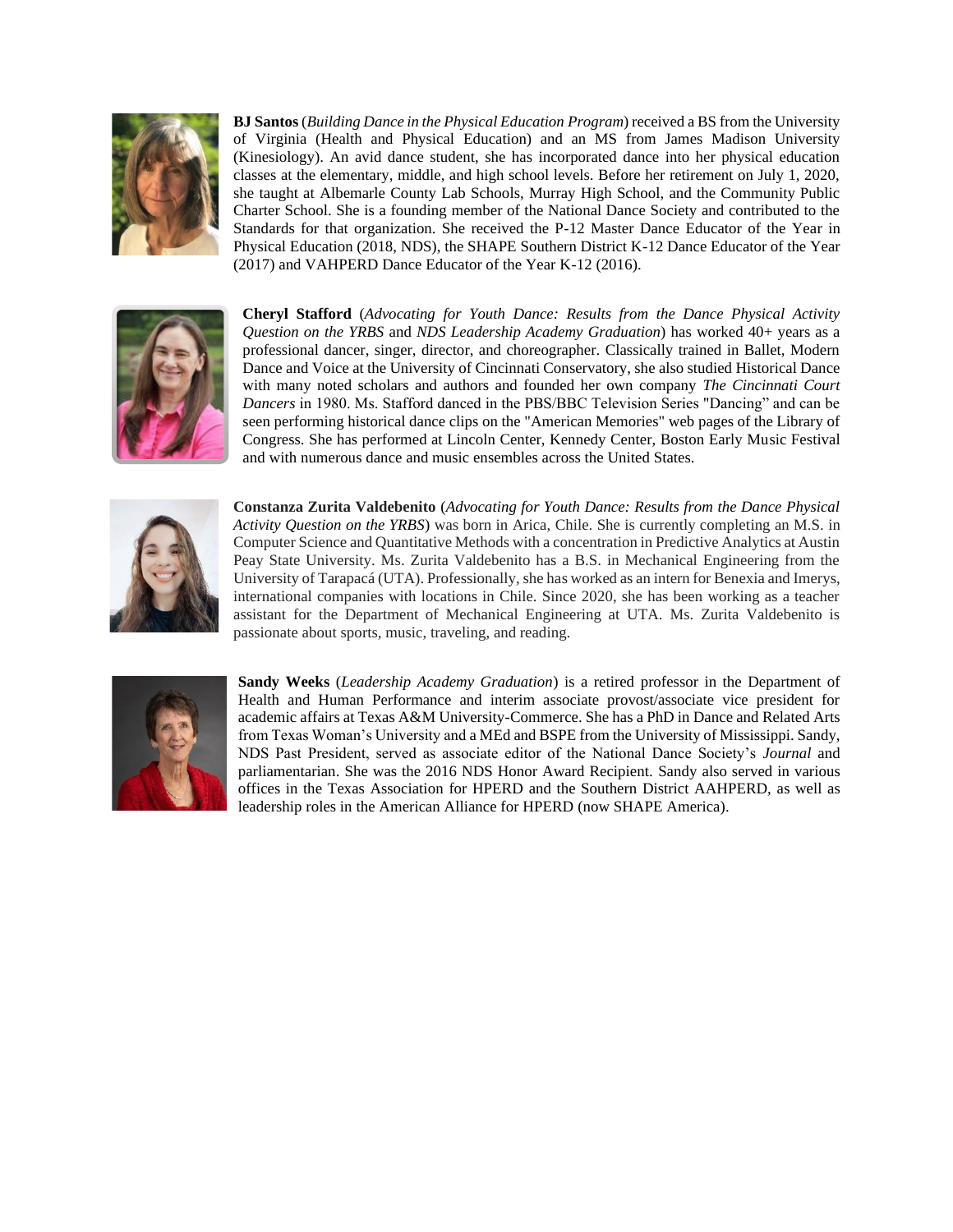**BJ Santos** (*Building Dance in the Physical Education Program*) received a BS from the University of Virginia (Health and Physical Education) and an MS from James Madison University (Kinesiology). An avid dance student, she has incorporated dance into her physical education classes at the elementary, middle, and high school levels. Before her retirement on July 1, 2020, she taught at Albemarle County Lab Schools, Murray High School, and the Community Public Charter School. She is a founding member of the National Dance Society and contributed to the Standards for that organization. She received the P-12 Master Dance Educator of the Year in Physical Education (2018, NDS), the SHAPE Southern District K-12 Dance Educator of the Year (2017) and VAHPERD Dance Educator of the Year K-12 (2016).

**Cheryl Stafford** (*Advocating for Youth Dance: Results from the Dance Physical Activity Question on the YRBS* and *NDS Leadership Academy Graduation*) has worked 40+ years as a professional dancer, singer, director, and choreographer. Classically trained in Ballet, Modern Dance and Voice at the University of Cincinnati Conservatory, she also studied Historical Dance with many noted scholars and authors and founded her own company *The Cincinnati Court Dancers* in 1980. Ms. Stafford danced in the PBS/BBC Television Series "Dancing" and can be seen performing historical dance clips on the "American Memories" web pages of the Library of Congress. She has performed at Lincoln Center, Kennedy Center, Boston Early Music Festival and with numerous dance and music ensembles across the United States.

**Constanza Zurita Valdebenito** (*Advocating for Youth Dance: Results from the Dance Physical Activity Question on the YRBS*) was born in Arica, Chile. She is currently completing an M.S. in Computer Science and Quantitative Methods with a concentration in Predictive Analytics at Austin Peay State University. Ms. Zurita Valdebenito has a B.S. in Mechanical Engineering from the University of Tarapacá (UTA). Professionally, she has worked as an intern for Benexia and Imerys, international companies with locations in Chile. Since 2020, she has been working as a teacher assistant for the Department of Mechanical Engineering at UTA. Ms. Zurita Valdebenito is passionate about sports, music, traveling, and reading.

**Sandy Weeks** (*Leadership Academy Graduation*) is a retired professor in the Department of Health and Human Performance and interim associate provost/associate vice president for academic affairs at Texas A&M University-Commerce. She has a PhD in Dance and Related Arts from Texas Woman's University and a MEd and BSPE from the University of Mississippi. Sandy, NDS Past President, served as associate editor of the National Dance Society's *Journal* and parliamentarian. She was the 2016 NDS Honor Award Recipient. Sandy also served in various offices in the Texas Association for HPERD and the Southern District AAHPERD, as well as leadership roles in the American Alliance for HPERD (now SHAPE America).